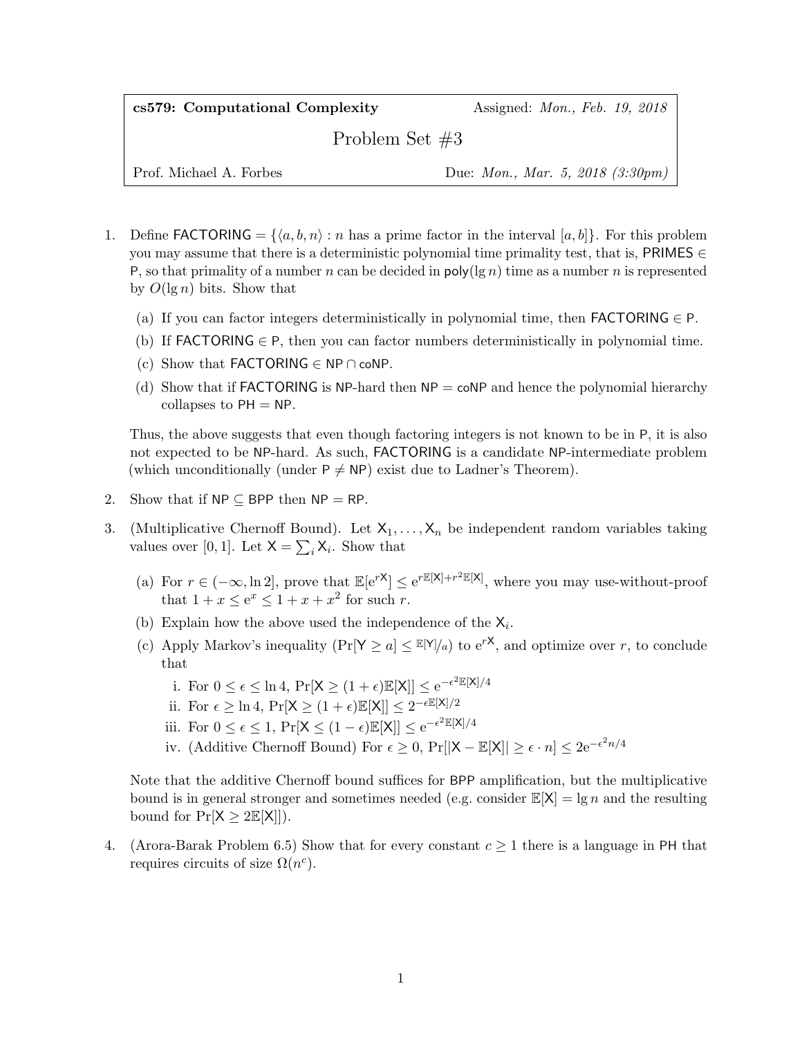**cs579: Computational Complexity** — Assigned: *Mon., Feb. 19, 2018*

# Problem Set #3

Prof. Michael A. Forbes — Due: *Mon., Mar. 5, 2018 (3:30pm)*

1. Define $\mathsf{FACTORING} = \{\langle a, b, n\rangle : n \text{ has a prime factor in the interval } [a, b]\}$. For this problem you may assume that there is a deterministic polynomial time primality test, that is, $\mathsf{PRIMES} \in \mathsf{P}$, so that primality of a number $n$ can be decided in $\mathsf{poly}(\lg n)$ time as a number $n$ is represented by $O(\lg n)$ bits. Show that

   (a) If you can factor integers deterministically in polynomial time, then $\mathsf{FACTORING} \in \mathsf{P}$.

   (b) If $\mathsf{FACTORING} \in \mathsf{P}$, then you can factor numbers deterministically in polynomial time.

   (c) Show that $\mathsf{FACTORING} \in \mathsf{NP} \cap \mathsf{coNP}$.

   (d) Show that if $\mathsf{FACTORING}$ is $\mathsf{NP}$-hard then $\mathsf{NP} = \mathsf{coNP}$ and hence the polynomial hierarchy collapses to $\mathsf{PH} = \mathsf{NP}$.

   Thus, the above suggests that even though factoring integers is not known to be in $\mathsf{P}$, it is also not expected to be $\mathsf{NP}$-hard. As such, $\mathsf{FACTORING}$ is a candidate $\mathsf{NP}$-intermediate problem (which unconditionally (under $\mathsf{P} \neq \mathsf{NP}$) exist due to Ladner's Theorem).

2. Show that if $\mathsf{NP} \subseteq \mathsf{BPP}$ then $\mathsf{NP} = \mathsf{RP}$.

3. (Multiplicative Chernoff Bound). Let $\mathsf{X}_1, \ldots, \mathsf{X}_n$ be independent random variables taking values over $[0, 1]$. Let $\mathsf{X} = \sum_i \mathsf{X}_i$. Show that

   (a) For $r \in (-\infty, \ln 2]$, prove that $\mathbb{E}[\mathrm{e}^{r\mathsf{X}}] \leq \mathrm{e}^{r\mathbb{E}[\mathsf{X}] + r^2\mathbb{E}[\mathsf{X}]}$, where you may use-without-proof that $1 + x \leq \mathrm{e}^x \leq 1 + x + x^2$ for such $r$.

   (b) Explain how the above used the independence of the $\mathsf{X}_i$.

   (c) Apply Markov's inequality ($\Pr[\mathsf{Y} \geq a] \leq \mathbb{E}[\mathsf{Y}]/a$) to $\mathrm{e}^{r\mathsf{X}}$, and optimize over $r$, to conclude that

      i. For $0 \leq \epsilon \leq \ln 4$, $\Pr[\mathsf{X} \geq (1 + \epsilon)\mathbb{E}[\mathsf{X}]] \leq \mathrm{e}^{-\epsilon^2 \mathbb{E}[\mathsf{X}]/4}$

      ii. For $\epsilon \geq \ln 4$, $\Pr[\mathsf{X} \geq (1 + \epsilon)\mathbb{E}[\mathsf{X}]] \leq 2^{-\epsilon \mathbb{E}[\mathsf{X}]/2}$

      iii. For $0 \leq \epsilon \leq 1$, $\Pr[\mathsf{X} \leq (1 - \epsilon)\mathbb{E}[\mathsf{X}]] \leq \mathrm{e}^{-\epsilon^2 \mathbb{E}[\mathsf{X}]/4}$

      iv. (Additive Chernoff Bound) For $\epsilon \geq 0$, $\Pr[|\mathsf{X} - \mathbb{E}[\mathsf{X}]| \geq \epsilon \cdot n] \leq 2\mathrm{e}^{-\epsilon^2 n/4}$

   Note that the additive Chernoff bound suffices for $\mathsf{BPP}$ amplification, but the multiplicative bound is in general stronger and sometimes needed (e.g. consider $\mathbb{E}[\mathsf{X}] = \lg n$ and the resulting bound for $\Pr[\mathsf{X} \geq 2\mathbb{E}[\mathsf{X}]]$).

4. (Arora-Barak Problem 6.5) Show that for every constant $c \geq 1$ there is a language in $\mathsf{PH}$ that requires circuits of size $\Omega(n^c)$.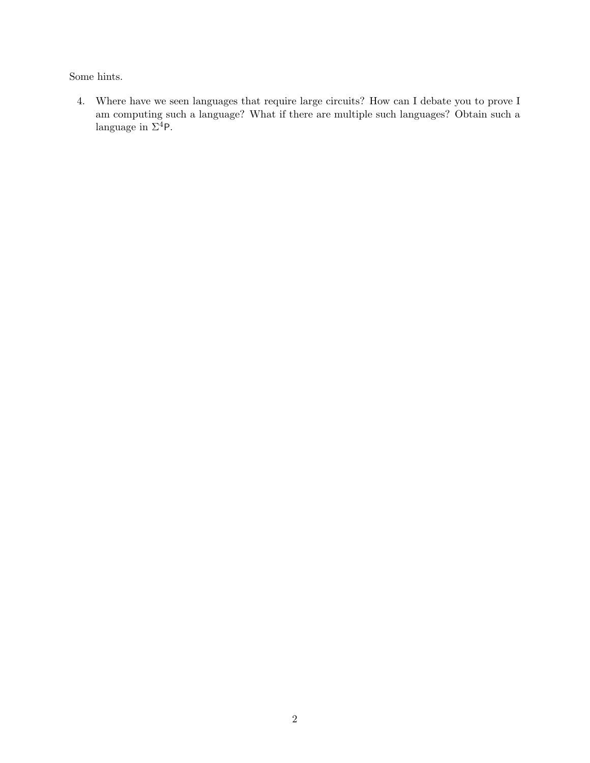Some hints.

4. Where have we seen languages that require large circuits? How can I debate you to prove I am computing such a language? What if there are multiple such languages? Obtain such a language in $\Sigma^4\mathsf{P}$.